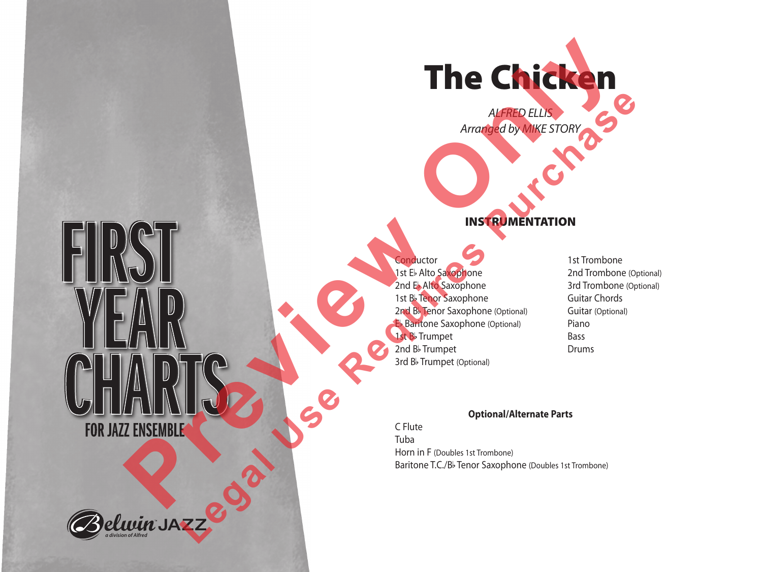FIRST YEAR CHARTS

FOR JAZZ ENSEMBLE

# The Chicken

*ALFRED ELLIS*
*Arranged by MIKE STORY*

## INSTRUMENTATION

- Conductor
- 1st E♭ Alto Saxophone
- 2nd E♭ Alto Saxophone
- 1st B♭ Tenor Saxophone
- 2nd B♭ Tenor Saxophone (Optional)
- E♭ Baritone Saxophone (Optional)
- 1st B♭ Trumpet
- 2nd B♭ Trumpet
- 3rd B♭ Trumpet (Optional)
- 1st Trombone
- 2nd Trombone (Optional)
- 3rd Trombone (Optional)
- Guitar Chords
- Guitar (Optional)
- Piano
- Bass
- Drums

**Optional/Alternate Parts**

- C Flute
- Tuba
- Horn in F (Doubles 1st Trombone)
- Baritone T.C./B♭ Tenor Saxophone (Doubles 1st Trombone)

Belwin JAZZ
a division of Alfred

Preview Only
Legal Use Requires Purchase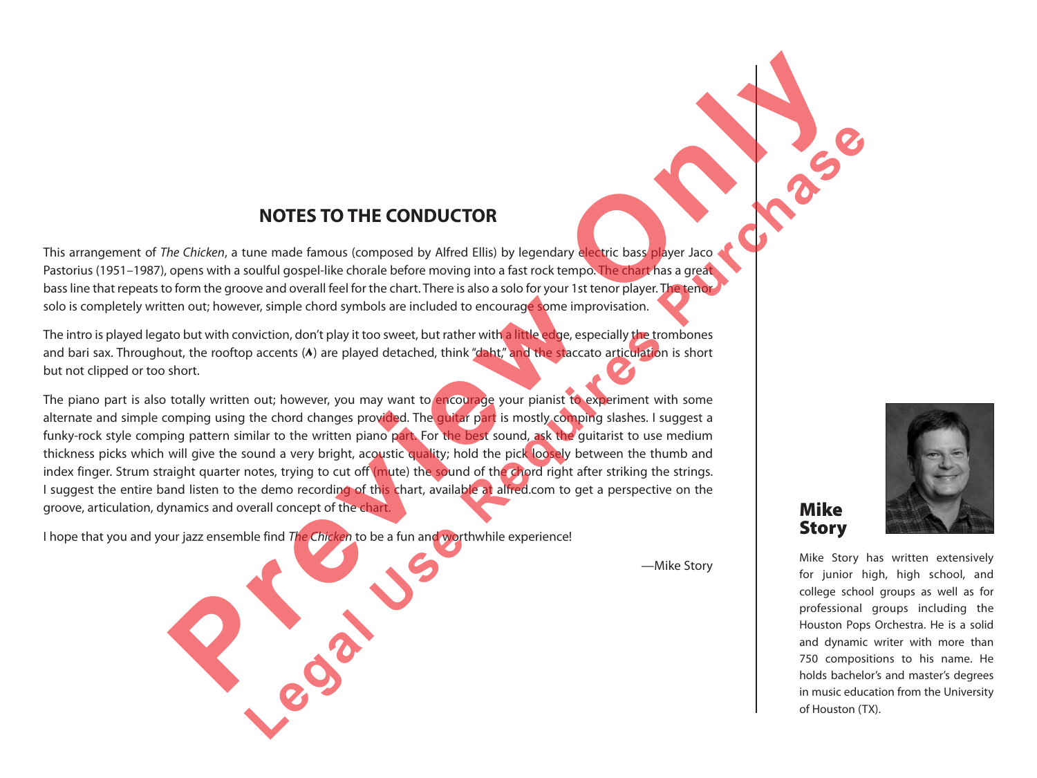## NOTES TO THE CONDUCTOR

This arrangement of *The Chicken*, a tune made famous (composed by Alfred Ellis) by legendary electric bass player Jaco Pastorius (1951–1987), opens with a soulful gospel-like chorale before moving into a fast rock tempo. The chart has a great bass line that repeats to form the groove and overall feel for the chart. There is also a solo for your 1st tenor player. The tenor solo is completely written out; however, simple chord symbols are included to encourage some improvisation.

The intro is played legato but with conviction, don't play it too sweet, but rather with a little edge, especially the trombones and bari sax. Throughout, the rooftop accents (^) are played detached, think "daht," and the staccato articulation is short but not clipped or too short.

The piano part is also totally written out; however, you may want to encourage your pianist to experiment with some alternate and simple comping using the chord changes provided. The guitar part is mostly comping slashes. I suggest a funky-rock style comping pattern similar to the written piano part. For the best sound, ask the guitarist to use medium thickness picks which will give the sound a very bright, acoustic quality; hold the pick loosely between the thumb and index finger. Strum straight quarter notes, trying to cut off (mute) the sound of the chord right after striking the strings. I suggest the entire band listen to the demo recording of this chart, available at alfred.com to get a perspective on the groove, articulation, dynamics and overall concept of the chart.

I hope that you and your jazz ensemble find *The Chicken* to be a fun and worthwhile experience!

—Mike Story

### Mike Story

Mike Story has written extensively for junior high, high school, and college school groups as well as for professional groups including the Houston Pops Orchestra. He is a solid and dynamic writer with more than 750 compositions to his name. He holds bachelor's and master's degrees in music education from the University of Houston (TX).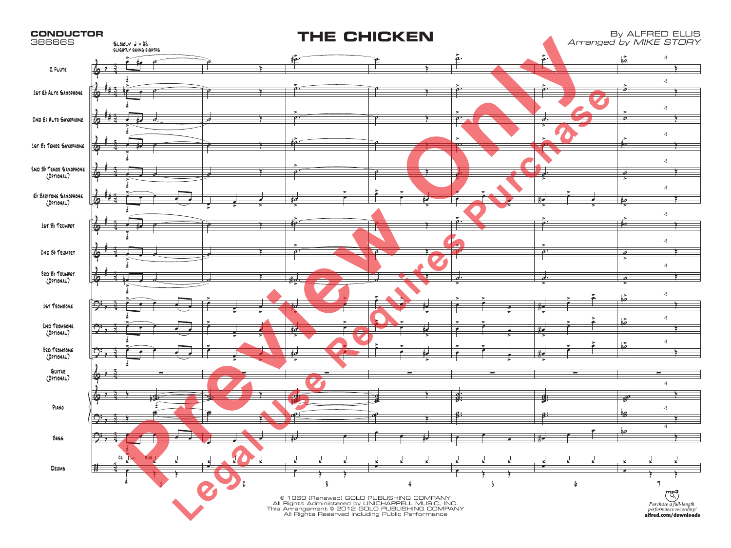**CONDUCTOR**
38666S

# THE CHICKEN

By ALFRED ELLIS
*Arranged by MIKE STORY*

Slowly ♩ = 88
Slightly swing eighths

C Flute
1st E♭ Alto Saxophone
2nd E♭ Alto Saxophone
1st B♭ Tenor Saxophone
2nd B♭ Tenor Saxophone (Optional)
E♭ Baritone Saxophone (Optional)
1st B♭ Trumpet
2nd B♭ Trumpet
3rd B♭ Trumpet (Optional)
1st Trombone
2nd Trombone (Optional)
3rd Trombone (Optional)
Guitar (Optional)
Piano
Bass
Drums

© 1969 (Renewed) GOLO PUBLISHING COMPANY
All Rights Administered by UNICHAPPELL MUSIC, INC.
This Arrangement © 2012 GOLO PUBLISHING COMPANY
All Rights Reserved including Public Performance

mp3
*Purchase a full-length performance recording!*
**alfred.com/downloads**

Preview Only
Legal Use Requires Purchase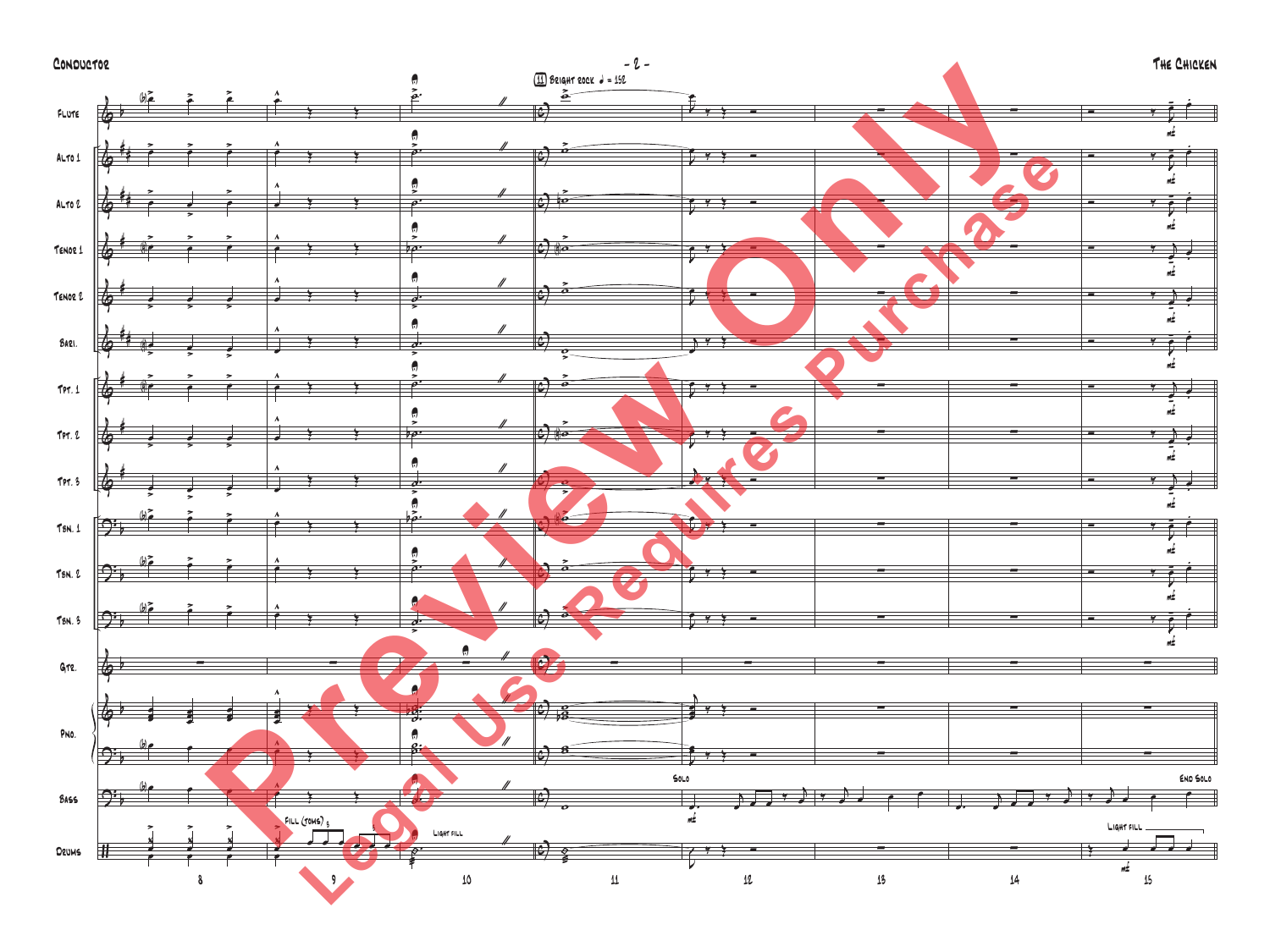**11** Bright rock ♩ = 152

Flute

Alto 1

Alto 2

Tenor 1

Tenor 2

Bari.

Tpt. 1

Tpt. 2

Tpt. 3

Tbn. 1

Tbn. 2

Tbn. 3

Gtr.

Pno.

Bass — Solo — mf — End Solo

Drums — Fill (toms) — Light fill — Light fill — mf

8 9 10 11 12 13 14 15

Preview Only
Legal Use Requires Purchase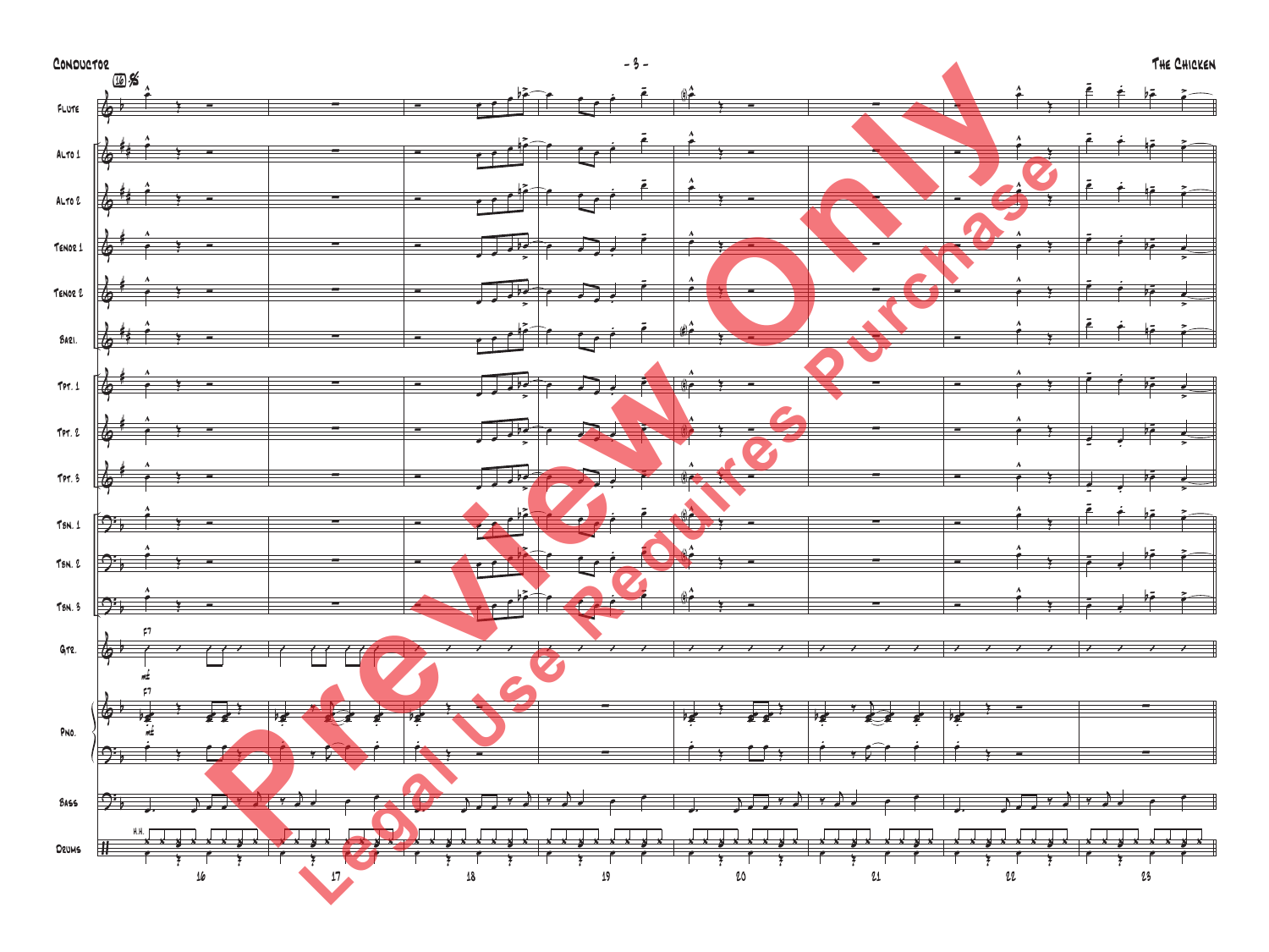Flute

Alto 1

Alto 2

Tenor 1

Tenor 2

Bari.

Tpt. 1

Tpt. 2

Tpt. 3

Tbn. 1

Tbn. 2

Tbn. 3

Gtr.

Pno.

Bass

Drums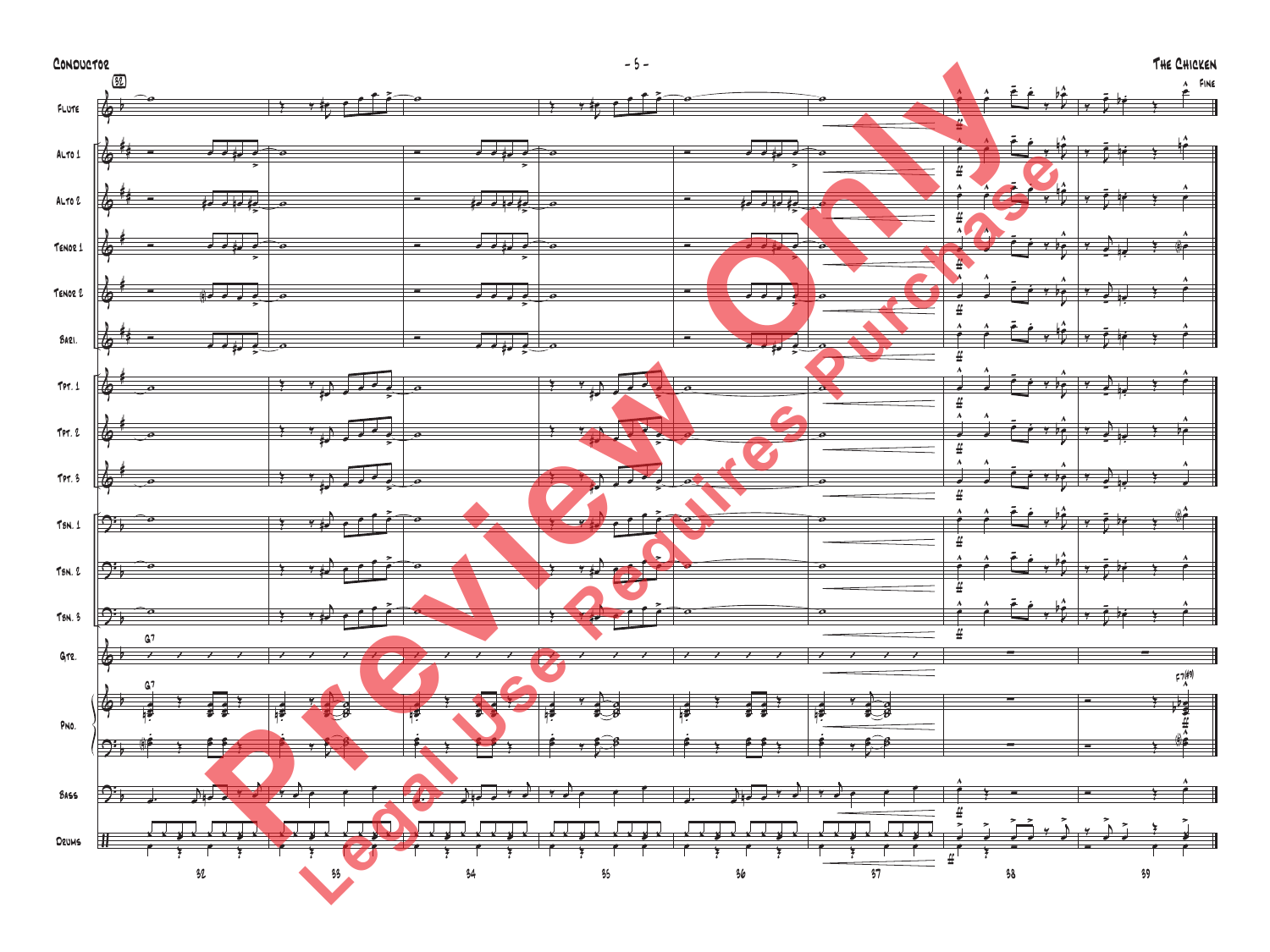Conductor

The Chicken

Fine

Flute

Alto 1

Alto 2

Tenor 1

Tenor 2

Bari.

Tpt. 1

Tpt. 2

Tpt. 3

Tbn. 1

Tbn. 2

Tbn. 3

Gtr.

G7

Pno.

G7

E7(#9)

Bass

Drums

32 33 34 35 36 37 38 39

Preview Only

Legal Use Requires Purchase